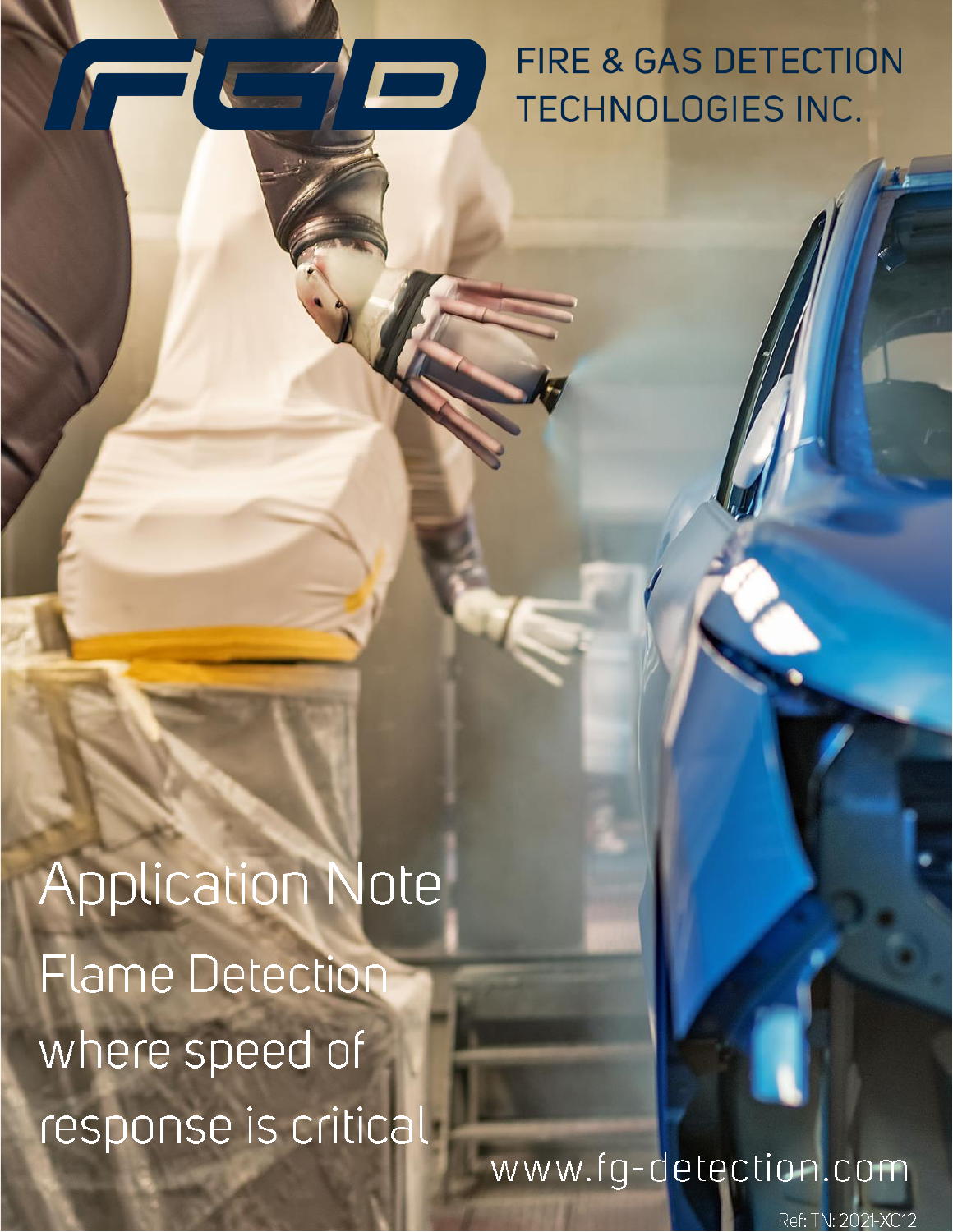# FGD

FIRE & GAS DETECTION TECHNOLOGIES INC.

# Application Note

## Flame Detection where speed of response is critical

www.fg-detection.com

Ref: TN: 2021-X012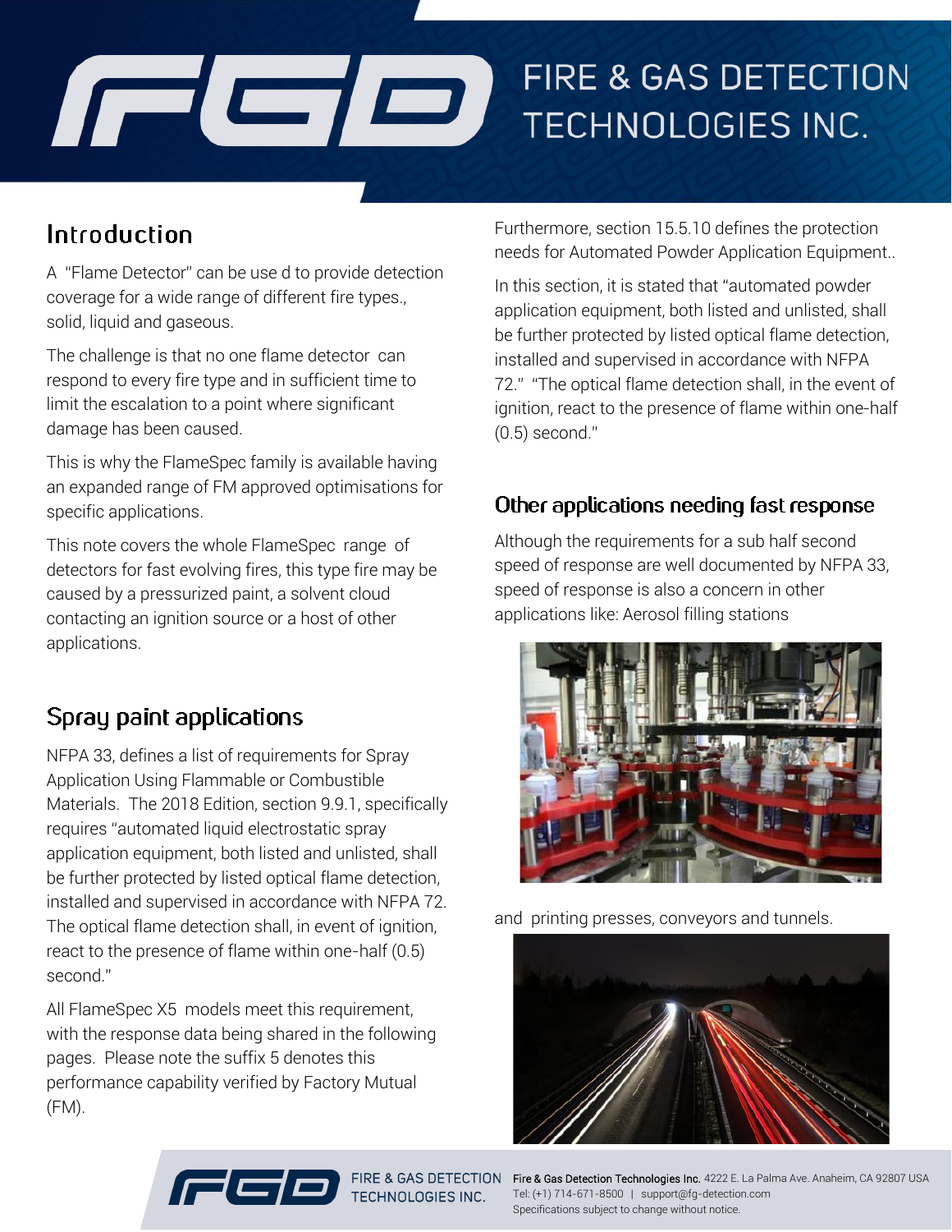# FIRE & GAS DETECTION TECHNOLOGIES INC.

## Introduction

A "Flame Detector" can be use d to provide detection coverage for a wide range of different fire types., solid, liquid and gaseous.

The challenge is that no one flame detector can respond to every fire type and in sufficient time to limit the escalation to a point where significant damage has been caused.

This is why the FlameSpec family is available having an expanded range of FM approved optimisations for specific applications.

This note covers the whole FlameSpec range of detectors for fast evolving fires, this type fire may be caused by a pressurized paint, a solvent cloud contacting an ignition source or a host of other applications.

## Spray paint applications

NFPA 33, defines a list of requirements for Spray Application Using Flammable or Combustible Materials. The 2018 Edition, section 9.9.1, specifically requires "automated liquid electrostatic spray application equipment, both listed and unlisted, shall be further protected by listed optical flame detection, installed and supervised in accordance with NFPA 72. The optical flame detection shall, in event of ignition, react to the presence of flame within one-half (0.5) second."

All FlameSpec X5 models meet this requirement, with the response data being shared in the following pages. Please note the suffix 5 denotes this performance capability verified by Factory Mutual (FM).

Furthermore, section 15.5.10 defines the protection needs for Automated Powder Application Equipment..

In this section, it is stated that "automated powder application equipment, both listed and unlisted, shall be further protected by listed optical flame detection, installed and supervised in accordance with NFPA 72." "The optical flame detection shall, in the event of ignition, react to the presence of flame within one-half (0.5) second."

## Other applications needing fast response

Although the requirements for a sub half second speed of response are well documented by NFPA 33, speed of response is also a concern in other applications like: Aerosol filling stations

and printing presses, conveyors and tunnels.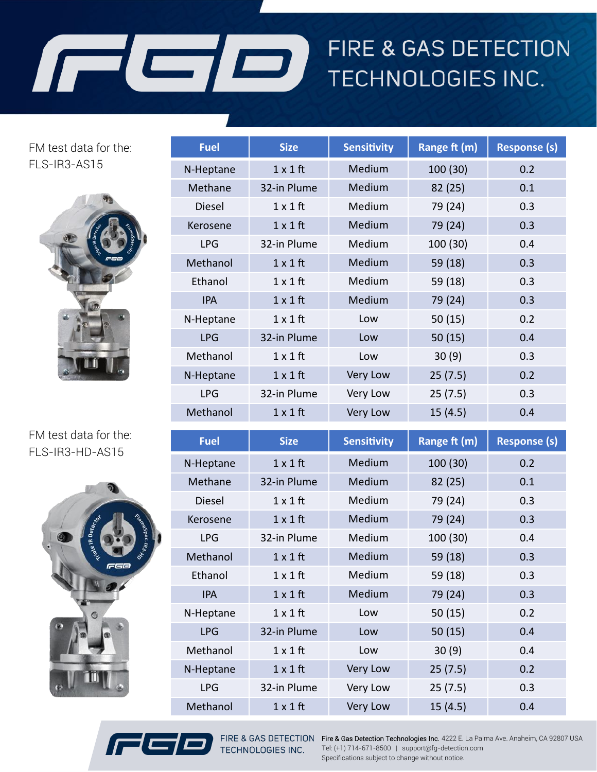# FIRE & GAS DETECTION TECHNOLOGIES INC.

FM test data for the:
FLS-IR3-AS15

| Fuel | Size | Sensitivity | Range ft (m) | Response (s) |
|---|---|---|---|---|
| N-Heptane | 1 x 1 ft | Medium | 100 (30) | 0.2 |
| Methane | 32-in Plume | Medium | 82 (25) | 0.1 |
| Diesel | 1 x 1 ft | Medium | 79 (24) | 0.3 |
| Kerosene | 1 x 1 ft | Medium | 79 (24) | 0.3 |
| LPG | 32-in Plume | Medium | 100 (30) | 0.4 |
| Methanol | 1 x 1 ft | Medium | 59 (18) | 0.3 |
| Ethanol | 1 x 1 ft | Medium | 59 (18) | 0.3 |
| IPA | 1 x 1 ft | Medium | 79 (24) | 0.3 |
| N-Heptane | 1 x 1 ft | Low | 50 (15) | 0.2 |
| LPG | 32-in Plume | Low | 50 (15) | 0.4 |
| Methanol | 1 x 1 ft | Low | 30 (9) | 0.3 |
| N-Heptane | 1 x 1 ft | Very Low | 25 (7.5) | 0.2 |
| LPG | 32-in Plume | Very Low | 25 (7.5) | 0.3 |
| Methanol | 1 x 1 ft | Very Low | 15 (4.5) | 0.4 |

FM test data for the:
FLS-IR3-HD-AS15

| Fuel | Size | Sensitivity | Range ft (m) | Response (s) |
|---|---|---|---|---|
| N-Heptane | 1 x 1 ft | Medium | 100 (30) | 0.2 |
| Methane | 32-in Plume | Medium | 82 (25) | 0.1 |
| Diesel | 1 x 1 ft | Medium | 79 (24) | 0.3 |
| Kerosene | 1 x 1 ft | Medium | 79 (24) | 0.3 |
| LPG | 32-in Plume | Medium | 100 (30) | 0.4 |
| Methanol | 1 x 1 ft | Medium | 59 (18) | 0.3 |
| Ethanol | 1 x 1 ft | Medium | 59 (18) | 0.3 |
| IPA | 1 x 1 ft | Medium | 79 (24) | 0.3 |
| N-Heptane | 1 x 1 ft | Low | 50 (15) | 0.2 |
| LPG | 32-in Plume | Low | 50 (15) | 0.4 |
| Methanol | 1 x 1 ft | Low | 30 (9) | 0.4 |
| N-Heptane | 1 x 1 ft | Very Low | 25 (7.5) | 0.2 |
| LPG | 32-in Plume | Very Low | 25 (7.5) | 0.3 |
| Methanol | 1 x 1 ft | Very Low | 15 (4.5) | 0.4 |

FIRE & GAS DETECTION TECHNOLOGIES INC.

**Fire & Gas Detection Technologies Inc.** 4222 E. La Palma Ave. Anaheim, CA 92807 USA
Tel: (+1) 714-671-8500 | support@fg-detection.com
Specifications subject to change without notice.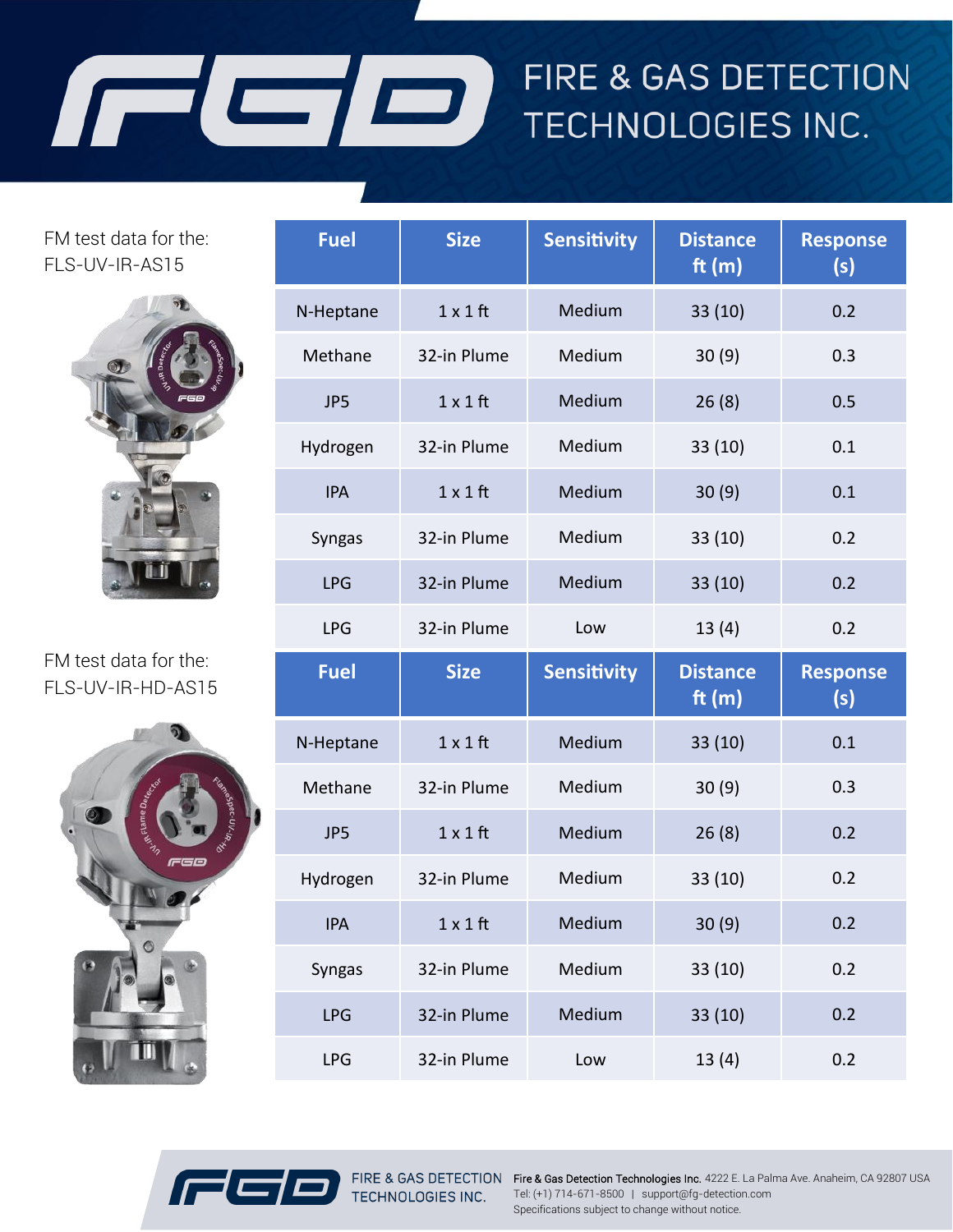FM test data for the:
FLS-UV-IR-AS15

| Fuel | Size | Sensitivity | Distance ft (m) | Response (s) |
|---|---|---|---|---|
| N-Heptane | 1 x 1 ft | Medium | 33 (10) | 0.2 |
| Methane | 32-in Plume | Medium | 30 (9) | 0.3 |
| JP5 | 1 x 1 ft | Medium | 26 (8) | 0.5 |
| Hydrogen | 32-in Plume | Medium | 33 (10) | 0.1 |
| IPA | 1 x 1 ft | Medium | 30 (9) | 0.1 |
| Syngas | 32-in Plume | Medium | 33 (10) | 0.2 |
| LPG | 32-in Plume | Medium | 33 (10) | 0.2 |
| LPG | 32-in Plume | Low | 13 (4) | 0.2 |

FM test data for the:
FLS-UV-IR-HD-AS15

| Fuel | Size | Sensitivity | Distance ft (m) | Response (s) |
|---|---|---|---|---|
| N-Heptane | 1 x 1 ft | Medium | 33 (10) | 0.1 |
| Methane | 32-in Plume | Medium | 30 (9) | 0.3 |
| JP5 | 1 x 1 ft | Medium | 26 (8) | 0.2 |
| Hydrogen | 32-in Plume | Medium | 33 (10) | 0.2 |
| IPA | 1 x 1 ft | Medium | 30 (9) | 0.2 |
| Syngas | 32-in Plume | Medium | 33 (10) | 0.2 |
| LPG | 32-in Plume | Medium | 33 (10) | 0.2 |
| LPG | 32-in Plume | Low | 13 (4) | 0.2 |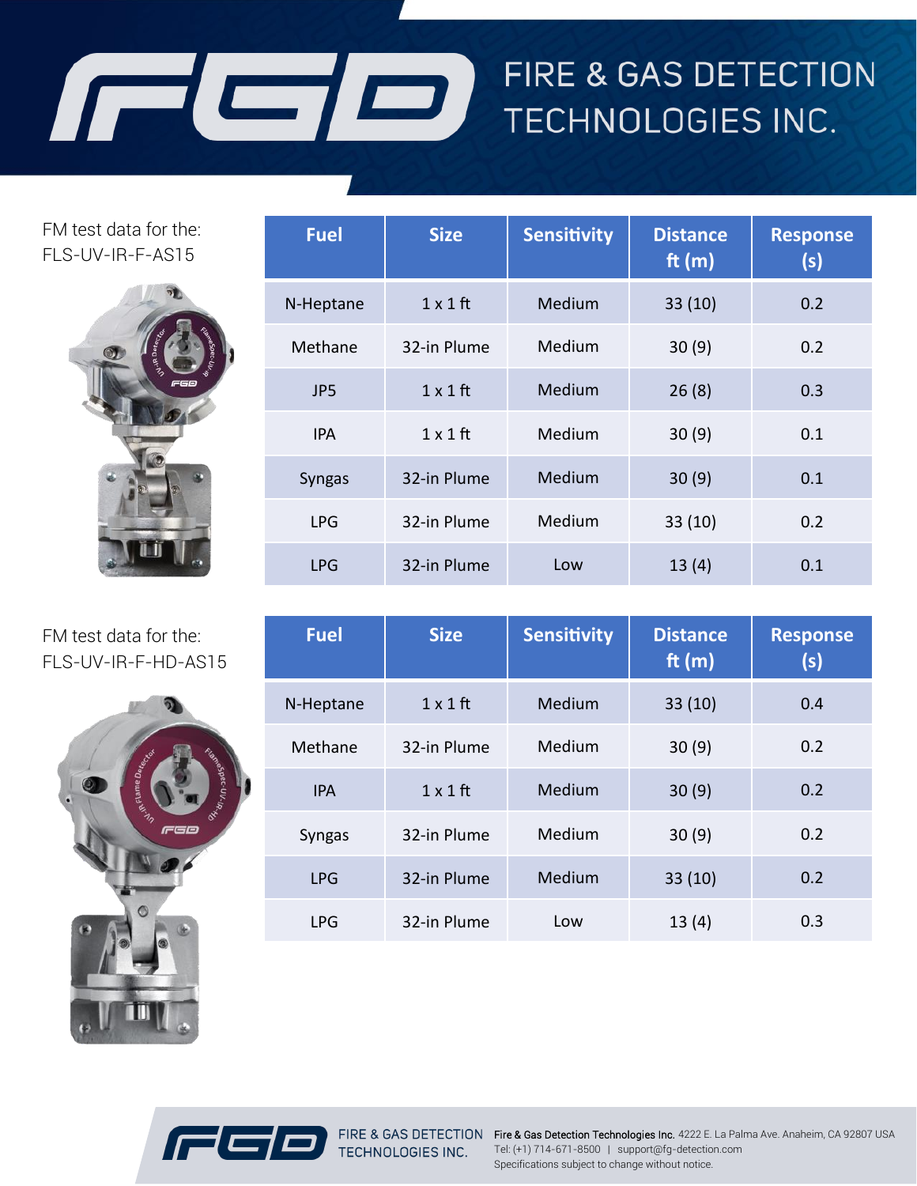FM test data for the:
FLS-UV-IR-F-AS15

| Fuel | Size | Sensitivity | Distance ft (m) | Response (s) |
|---|---|---|---|---|
| N-Heptane | 1 x 1 ft | Medium | 33 (10) | 0.2 |
| Methane | 32-in Plume | Medium | 30 (9) | 0.2 |
| JP5 | 1 x 1 ft | Medium | 26 (8) | 0.3 |
| IPA | 1 x 1 ft | Medium | 30 (9) | 0.1 |
| Syngas | 32-in Plume | Medium | 30 (9) | 0.1 |
| LPG | 32-in Plume | Medium | 33 (10) | 0.2 |
| LPG | 32-in Plume | Low | 13 (4) | 0.1 |

FM test data for the:
FLS-UV-IR-F-HD-AS15

| Fuel | Size | Sensitivity | Distance ft (m) | Response (s) |
|---|---|---|---|---|
| N-Heptane | 1 x 1 ft | Medium | 33 (10) | 0.4 |
| Methane | 32-in Plume | Medium | 30 (9) | 0.2 |
| IPA | 1 x 1 ft | Medium | 30 (9) | 0.2 |
| Syngas | 32-in Plume | Medium | 30 (9) | 0.2 |
| LPG | 32-in Plume | Medium | 33 (10) | 0.2 |
| LPG | 32-in Plume | Low | 13 (4) | 0.3 |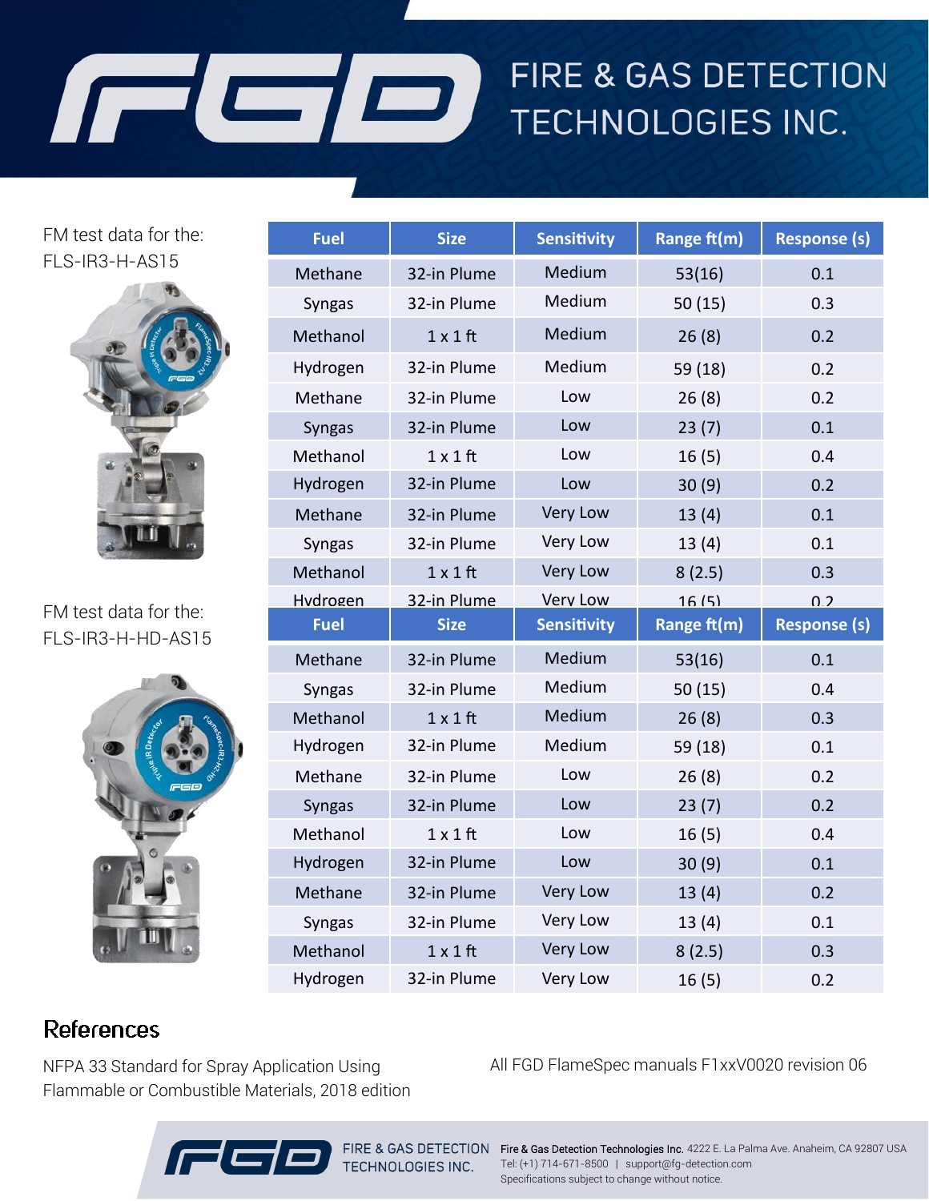FM test data for the:
FLS-IR3-H-AS15

| Fuel | Size | Sensitivity | Range ft(m) | Response (s) |
|---|---|---|---|---|
| Methane | 32-in Plume | Medium | 53(16) | 0.1 |
| Syngas | 32-in Plume | Medium | 50 (15) | 0.3 |
| Methanol | 1 x 1 ft | Medium | 26 (8) | 0.2 |
| Hydrogen | 32-in Plume | Medium | 59 (18) | 0.2 |
| Methane | 32-in Plume | Low | 26 (8) | 0.2 |
| Syngas | 32-in Plume | Low | 23 (7) | 0.1 |
| Methanol | 1 x 1 ft | Low | 16 (5) | 0.4 |
| Hydrogen | 32-in Plume | Low | 30 (9) | 0.2 |
| Methane | 32-in Plume | Very Low | 13 (4) | 0.1 |
| Syngas | 32-in Plume | Very Low | 13 (4) | 0.1 |
| Methanol | 1 x 1 ft | Very Low | 8 (2.5) | 0.3 |
| Hydrogen | 32-in Plume | Very Low | 16 (5) | 0.2 |

FM test data for the:
FLS-IR3-H-HD-AS15

| Fuel | Size | Sensitivity | Range ft(m) | Response (s) |
|---|---|---|---|---|
| Methane | 32-in Plume | Medium | 53(16) | 0.1 |
| Syngas | 32-in Plume | Medium | 50 (15) | 0.4 |
| Methanol | 1 x 1 ft | Medium | 26 (8) | 0.3 |
| Hydrogen | 32-in Plume | Medium | 59 (18) | 0.1 |
| Methane | 32-in Plume | Low | 26 (8) | 0.2 |
| Syngas | 32-in Plume | Low | 23 (7) | 0.2 |
| Methanol | 1 x 1 ft | Low | 16 (5) | 0.4 |
| Hydrogen | 32-in Plume | Low | 30 (9) | 0.1 |
| Methane | 32-in Plume | Very Low | 13 (4) | 0.2 |
| Syngas | 32-in Plume | Very Low | 13 (4) | 0.1 |
| Methanol | 1 x 1 ft | Very Low | 8 (2.5) | 0.3 |
| Hydrogen | 32-in Plume | Very Low | 16 (5) | 0.2 |

## References

NFPA 33 Standard for Spray Application Using Flammable or Combustible Materials, 2018 edition

All FGD FlameSpec manuals F1xxV0020 revision 06

FIRE & GAS DETECTION TECHNOLOGIES INC.

Fire & Gas Detection Technologies Inc. 4222 E. La Palma Ave. Anaheim, CA 92807 USA
Tel: (+1) 714-671-8500 | support@fg-detection.com
Specifications subject to change without notice.